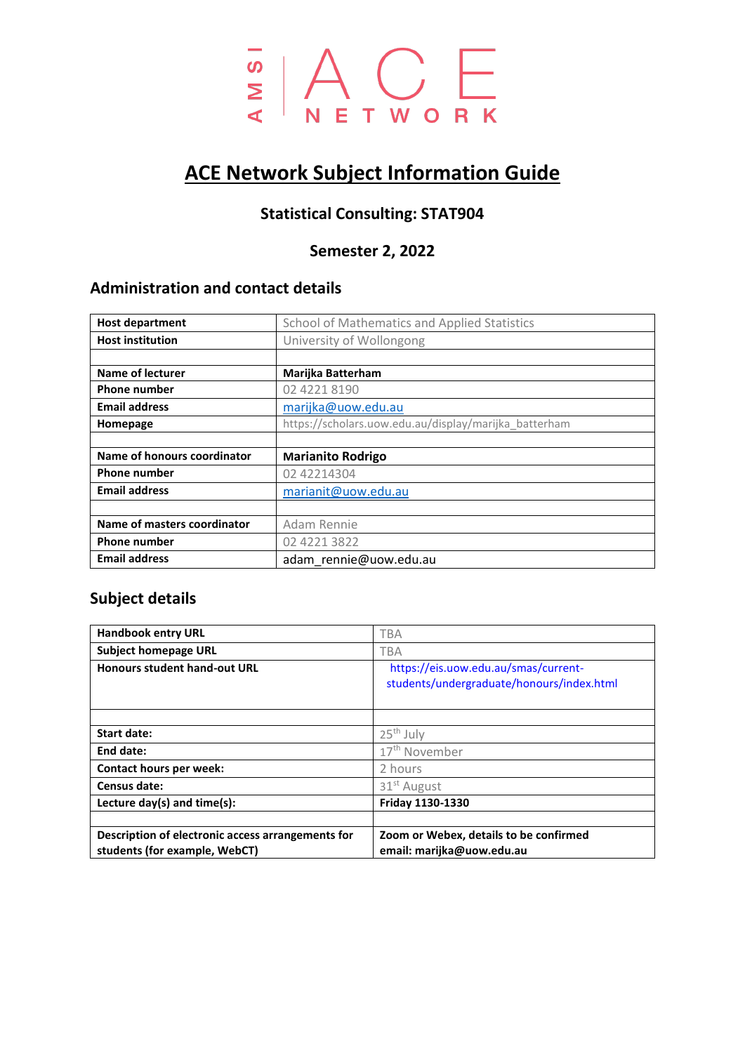# ACE Network Subject Information Guide

## Statistical Consulting: STAT904

## Semester 2, 2022

### Administration and contact details

| | |
|---|---|
| **Host department** | School of Mathematics and Applied Statistics |
| **Host institution** | University of Wollongong |
| | |
| **Name of lecturer** | **Marijka Batterham** |
| **Phone number** | 02 4221 8190 |
| **Email address** | marijka@uow.edu.au |
| **Homepage** | https://scholars.uow.edu.au/display/marijka_batterham |
| | |
| **Name of honours coordinator** | **Marianito Rodrigo** |
| **Phone number** | 02 42214304 |
| **Email address** | marianit@uow.edu.au |
| | |
| **Name of masters coordinator** | Adam Rennie |
| **Phone number** | 02 4221 3822 |
| **Email address** | adam_rennie@uow.edu.au |

### Subject details

| | |
|---|---|
| **Handbook entry URL** | TBA |
| **Subject homepage URL** | TBA |
| **Honours student hand-out URL** | https://eis.uow.edu.au/smas/current-students/undergraduate/honours/index.html |
| | |
| **Start date:** | 25th July |
| **End date:** | 17th November |
| **Contact hours per week:** | 2 hours |
| **Census date:** | 31st August |
| **Lecture day(s) and time(s):** | **Friday 1130-1330** |
| | |
| **Description of electronic access arrangements for students (for example, WebCT)** | **Zoom or Webex, details to be confirmed email: marijka@uow.edu.au** |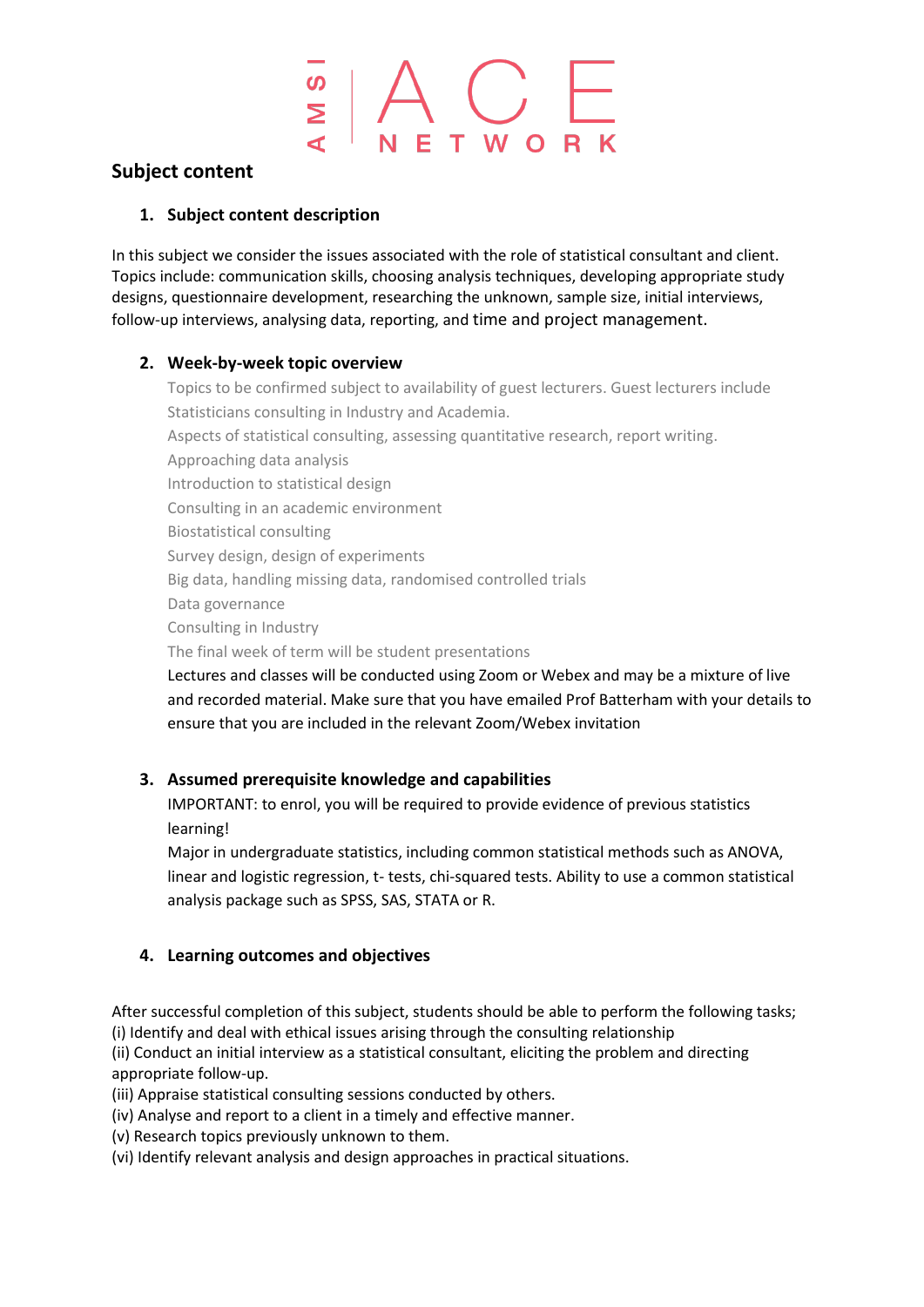## Subject content

### 1. Subject content description

In this subject we consider the issues associated with the role of statistical consultant and client. Topics include: communication skills, choosing analysis techniques, developing appropriate study designs, questionnaire development, researching the unknown, sample size, initial interviews, follow-up interviews, analysing data, reporting, and time and project management.

### 2. Week-by-week topic overview

Topics to be confirmed subject to availability of guest lecturers. Guest lecturers include Statisticians consulting in Industry and Academia.

Aspects of statistical consulting, assessing quantitative research, report writing.

Approaching data analysis

Introduction to statistical design

Consulting in an academic environment

Biostatistical consulting

Survey design, design of experiments

Big data, handling missing data, randomised controlled trials

Data governance

Consulting in Industry

The final week of term will be student presentations

Lectures and classes will be conducted using Zoom or Webex and may be a mixture of live and recorded material. Make sure that you have emailed Prof Batterham with your details to ensure that you are included in the relevant Zoom/Webex invitation

### 3. Assumed prerequisite knowledge and capabilities

IMPORTANT: to enrol, you will be required to provide evidence of previous statistics learning!

Major in undergraduate statistics, including common statistical methods such as ANOVA, linear and logistic regression, t- tests, chi-squared tests. Ability to use a common statistical analysis package such as SPSS, SAS, STATA or R.

### 4. Learning outcomes and objectives

After successful completion of this subject, students should be able to perform the following tasks;
(i) Identify and deal with ethical issues arising through the consulting relationship
(ii) Conduct an initial interview as a statistical consultant, eliciting the problem and directing appropriate follow-up.
(iii) Appraise statistical consulting sessions conducted by others.
(iv) Analyse and report to a client in a timely and effective manner.
(v) Research topics previously unknown to them.
(vi) Identify relevant analysis and design approaches in practical situations.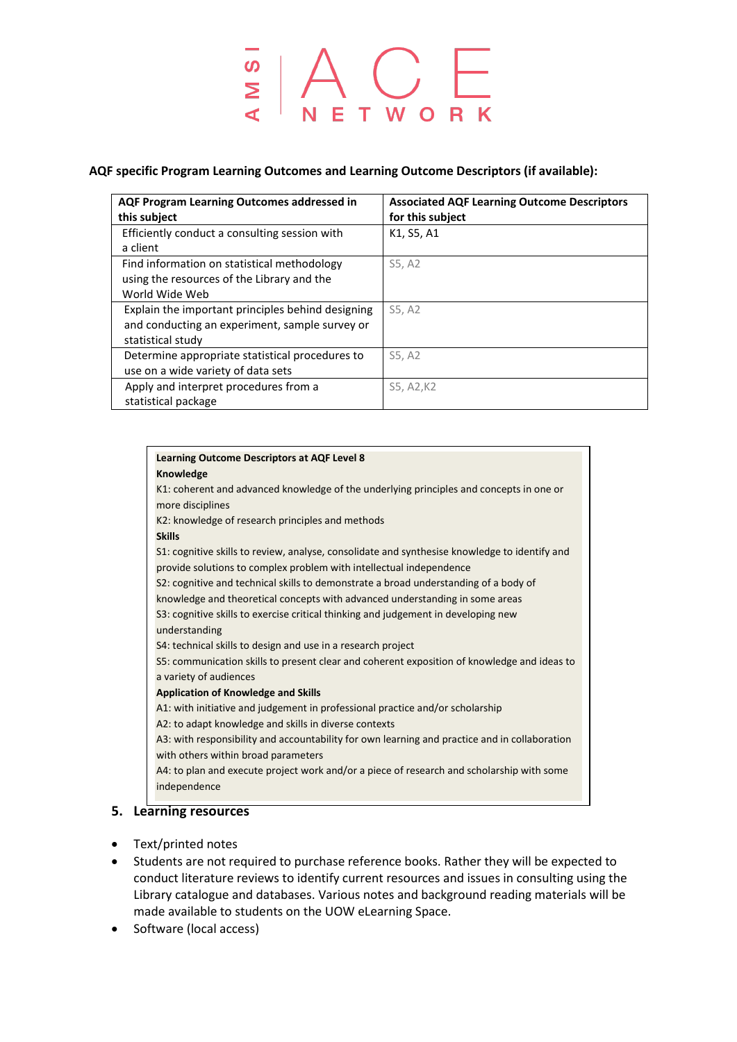**AQF specific Program Learning Outcomes and Learning Outcome Descriptors (if available):**

| AQF Program Learning Outcomes addressed in this subject | Associated AQF Learning Outcome Descriptors for this subject |
|---|---|
| Efficiently conduct a consulting session with a client | K1, S5, A1 |
| Find information on statistical methodology using the resources of the Library and the World Wide Web | S5, A2 |
| Explain the important principles behind designing and conducting an experiment, sample survey or statistical study | S5, A2 |
| Determine appropriate statistical procedures to use on a wide variety of data sets | S5, A2 |
| Apply and interpret procedures from a statistical package | S5, A2,K2 |

**Learning Outcome Descriptors at AQF Level 8**

**Knowledge**

K1: coherent and advanced knowledge of the underlying principles and concepts in one or more disciplines

K2: knowledge of research principles and methods

**Skills**

S1: cognitive skills to review, analyse, consolidate and synthesise knowledge to identify and provide solutions to complex problem with intellectual independence

S2: cognitive and technical skills to demonstrate a broad understanding of a body of knowledge and theoretical concepts with advanced understanding in some areas

S3: cognitive skills to exercise critical thinking and judgement in developing new understanding

S4: technical skills to design and use in a research project

S5: communication skills to present clear and coherent exposition of knowledge and ideas to a variety of audiences

**Application of Knowledge and Skills**

A1: with initiative and judgement in professional practice and/or scholarship

A2: to adapt knowledge and skills in diverse contexts

A3: with responsibility and accountability for own learning and practice and in collaboration with others within broad parameters

A4: to plan and execute project work and/or a piece of research and scholarship with some independence

## 5. Learning resources

- Text/printed notes
- Students are not required to purchase reference books. Rather they will be expected to conduct literature reviews to identify current resources and issues in consulting using the Library catalogue and databases. Various notes and background reading materials will be made available to students on the UOW eLearning Space.
- Software (local access)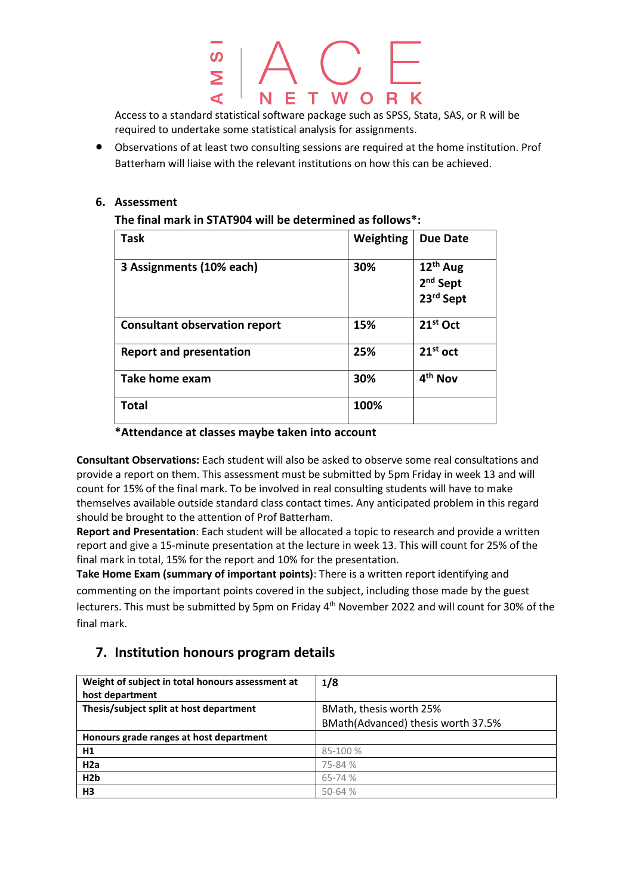Access to a standard statistical software package such as SPSS, Stata, SAS, or R will be required to undertake some statistical analysis for assignments.

- Observations of at least two consulting sessions are required at the home institution. Prof Batterham will liaise with the relevant institutions on how this can be achieved.

## 6. Assessment

**The final mark in STAT904 will be determined as follows*:**

| Task | Weighting | Due Date |
|---|---|---|
| **3 Assignments (10% each)** | **30%** | **12th Aug**<br>**2nd Sept**<br>**23rd Sept** |
| **Consultant observation report** | **15%** | **21st Oct** |
| **Report and presentation** | **25%** | **21st oct** |
| **Take home exam** | **30%** | **4th Nov** |
| **Total** | **100%** | |

***Attendance at classes maybe taken into account**

**Consultant Observations:** Each student will also be asked to observe some real consultations and provide a report on them. This assessment must be submitted by 5pm Friday in week 13 and will count for 15% of the final mark. To be involved in real consulting students will have to make themselves available outside standard class contact times. Any anticipated problem in this regard should be brought to the attention of Prof Batterham.

**Report and Presentation**: Each student will be allocated a topic to research and provide a written report and give a 15-minute presentation at the lecture in week 13. This will count for 25% of the final mark in total, 15% for the report and 10% for the presentation.

**Take Home Exam (summary of important points)**: There is a written report identifying and commenting on the important points covered in the subject, including those made by the guest lecturers. This must be submitted by 5pm on Friday 4th November 2022 and will count for 30% of the final mark.

## 7. Institution honours program details

| | |
|---|---|
| **Weight of subject in total honours assessment at host department** | **1/8** |
| **Thesis/subject split at host department** | BMath, thesis worth 25%<br>BMath(Advanced) thesis worth 37.5% |
| **Honours grade ranges at host department** | |
| **H1** | 85-100 % |
| **H2a** | 75-84 % |
| **H2b** | 65-74 % |
| **H3** | 50-64 % |